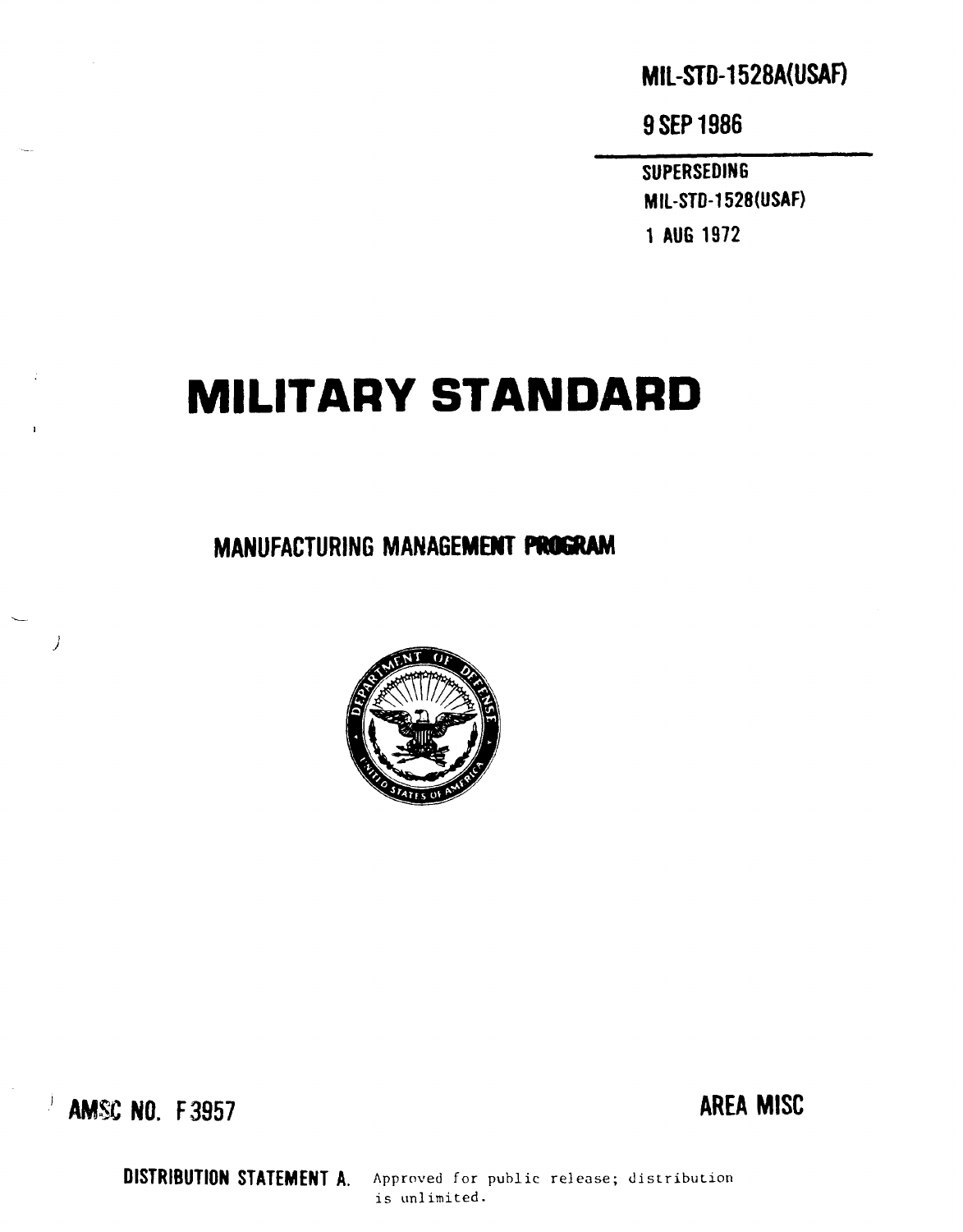MIL-STD-1528A(USAF)

9 SEP 1986

SUPERSEDING
MIL-STD-1528(USAF)
1 AUG 1972

# MILITARY STANDARD

## MANUFACTURING MANAGEMENT PROGRAM

AMSC NO. F3957

AREA MISC

**DISTRIBUTION STATEMENT A.** Approved for public release; distribution is unlimited.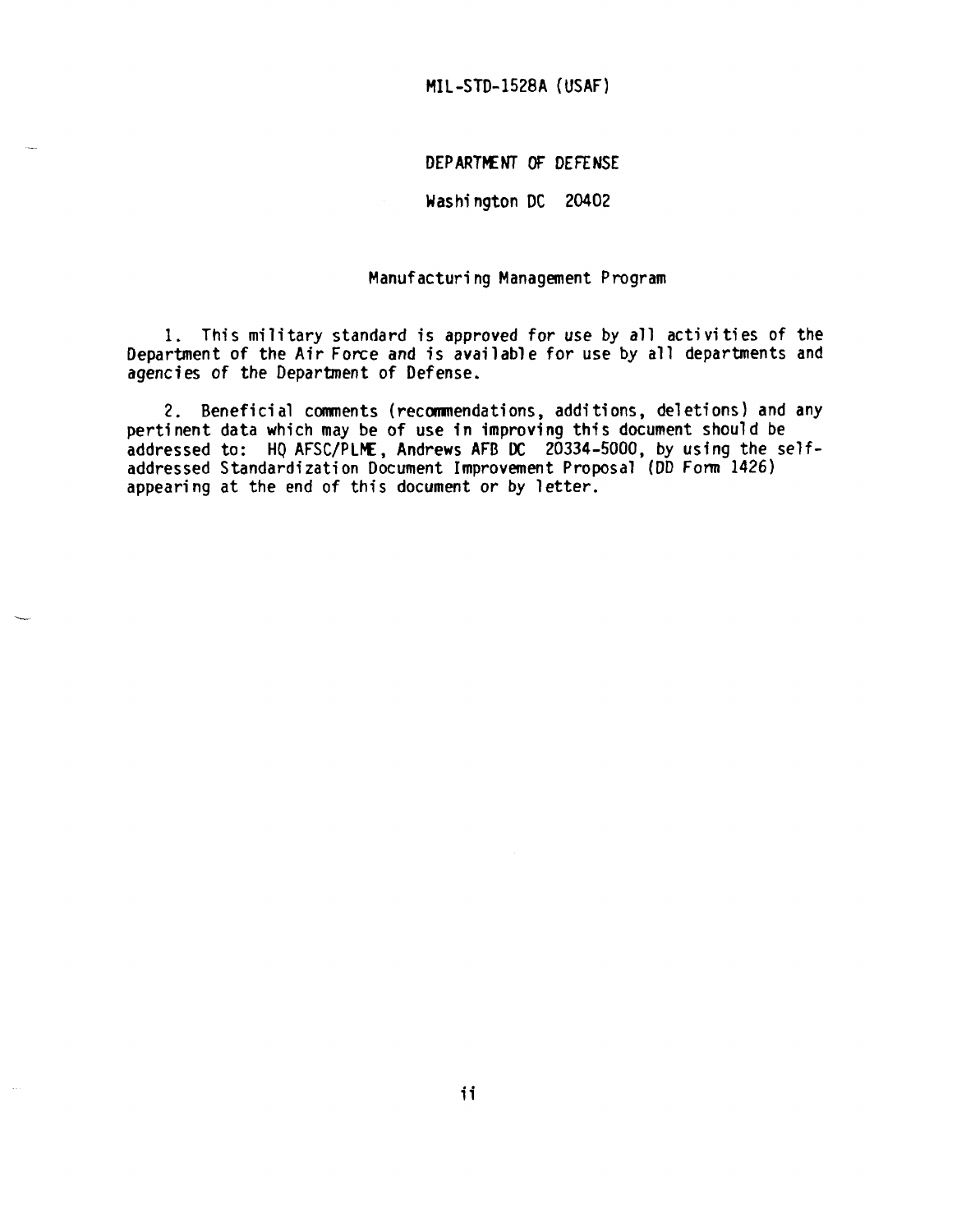MIL-STD-1528A (USAF)

DEPARTMENT OF DEFENSE

Washington DC 20402

Manufacturing Management Program

1. This military standard is approved for use by all activities of the Department of the Air Force and is available for use by all departments and agencies of the Department of Defense.

2. Beneficial comments (recommendations, additions, deletions) and any pertinent data which may be of use in improving this document should be addressed to: HQ AFSC/PLME, Andrews AFB DC 20334-5000, by using the self-addressed Standardization Document Improvement Proposal (DD Form 1426) appearing at the end of this document or by letter.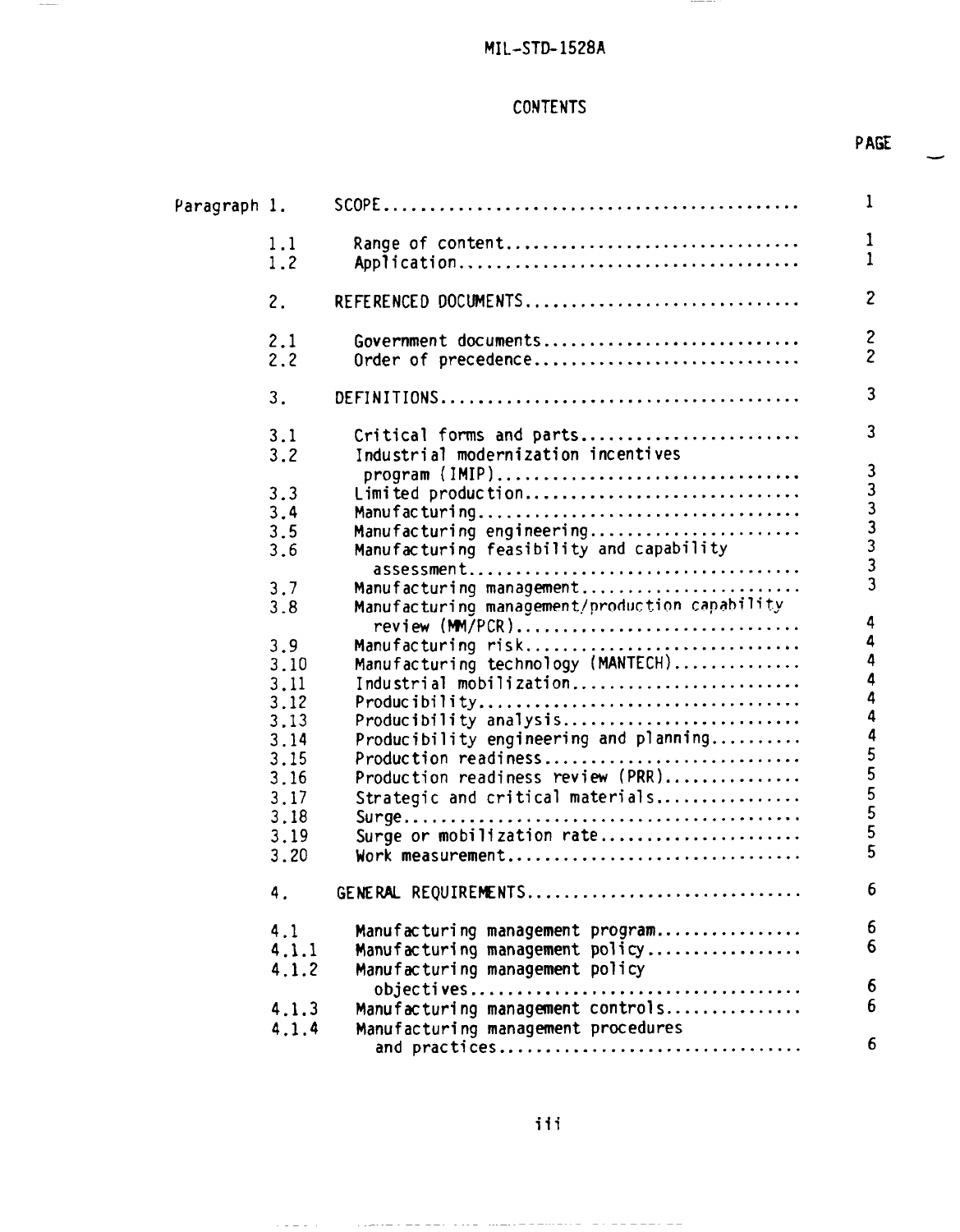MIL-STD-1528A

# CONTENTS

| | | PAGE |
|---|---|---|
| Paragraph 1. | SCOPE | 1 |
| 1.1 | Range of content | 1 |
| 1.2 | Application | 1 |
| 2. | REFERENCED DOCUMENTS | 2 |
| 2.1 | Government documents | 2 |
| 2.2 | Order of precedence | 2 |
| 3. | DEFINITIONS | 3 |
| 3.1 | Critical forms and parts | 3 |
| 3.2 | Industrial modernization incentives program (IMIP) | 3 |
| 3.3 | Limited production | 3 |
| 3.4 | Manufacturing | 3 |
| 3.5 | Manufacturing engineering | 3 |
| 3.6 | Manufacturing feasibility and capability assessment | 3 |
| 3.7 | Manufacturing management | 3 |
| 3.8 | Manufacturing management/production capability review (MM/PCR) | 4 |
| 3.9 | Manufacturing risk | 4 |
| 3.10 | Manufacturing technology (MANTECH) | 4 |
| 3.11 | Industrial mobilization | 4 |
| 3.12 | Producibility | 4 |
| 3.13 | Producibility analysis | 4 |
| 3.14 | Producibility engineering and planning | 4 |
| 3.15 | Production readiness | 5 |
| 3.16 | Production readiness review (PRR) | 5 |
| 3.17 | Strategic and critical materials | 5 |
| 3.18 | Surge | 5 |
| 3.19 | Surge or mobilization rate | 5 |
| 3.20 | Work measurement | 5 |
| 4. | GENERAL REQUIREMENTS | 6 |
| 4.1 | Manufacturing management program | 6 |
| 4.1.1 | Manufacturing management policy | 6 |
| 4.1.2 | Manufacturing management policy objectives | 6 |
| 4.1.3 | Manufacturing management controls | 6 |
| 4.1.4 | Manufacturing management procedures and practices | 6 |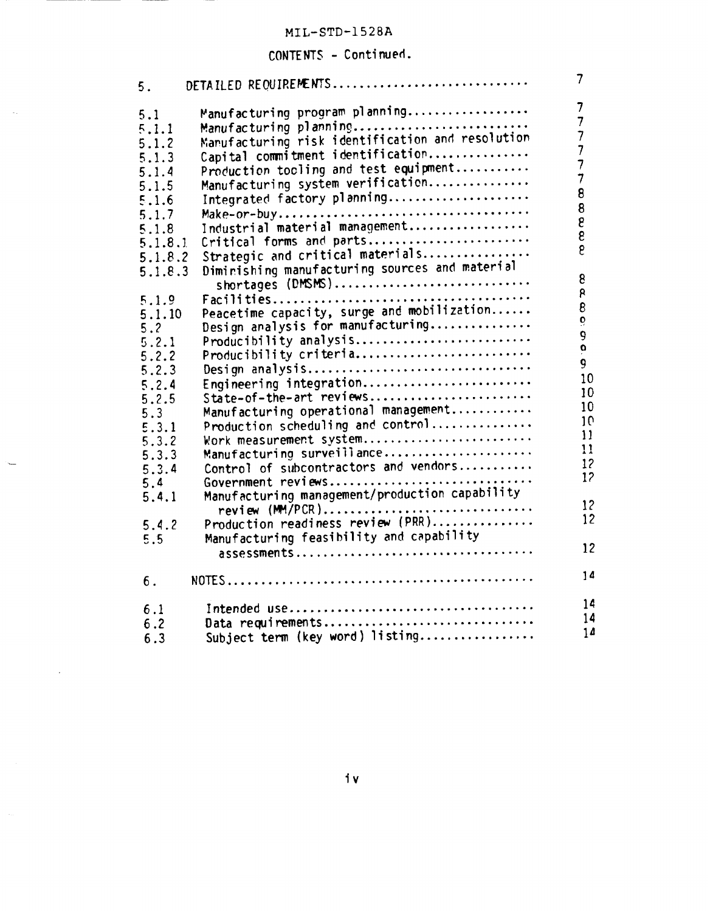CONTENTS - Continued.

| | | |
|---|---|---|
| 5. | DETAILED REQUIREMENTS | 7 |
| 5.1 | Manufacturing program planning | 7 |
| 5.1.1 | Manufacturing planning | 7 |
| 5.1.2 | Manufacturing risk identification and resolution | 7 |
| 5.1.3 | Capital commitment identification | 7 |
| 5.1.4 | Production tooling and test equipment | 7 |
| 5.1.5 | Manufacturing system verification | 7 |
| 5.1.6 | Integrated factory planning | 8 |
| 5.1.7 | Make-or-buy | 8 |
| 5.1.8 | Industrial material management | 8 |
| 5.1.8.1 | Critical forms and parts | 8 |
| 5.1.8.2 | Strategic and critical materials | 8 |
| 5.1.8.3 | Diminishing manufacturing sources and material shortages (DMSMS) | 8 |
| 5.1.9 | Facilities | 8 |
| 5.1.10 | Peacetime capacity, surge and mobilization | 8 |
| 5.2 | Design analysis for manufacturing | 9 |
| 5.2.1 | Producibility analysis | 9 |
| 5.2.2 | Producibility criteria | 9 |
| 5.2.3 | Design analysis | 9 |
| 5.2.4 | Engineering integration | 10 |
| 5.2.5 | State-of-the-art reviews | 10 |
| 5.3 | Manufacturing operational management | 10 |
| 5.3.1 | Production scheduling and control | 10 |
| 5.3.2 | Work measurement system | 11 |
| 5.3.3 | Manufacturing surveillance | 11 |
| 5.3.4 | Control of subcontractors and vendors | 12 |
| 5.4 | Government reviews | 12 |
| 5.4.1 | Manufacturing management/production capability review (MM/PCR) | 12 |
| 5.4.2 | Production readiness review (PRR) | 12 |
| 5.5 | Manufacturing feasibility and capability assessments | 12 |
| 6. | NOTES | 14 |
| 6.1 | Intended use | 14 |
| 6.2 | Data requirements | 14 |
| 6.3 | Subject term (key word) listing | 14 |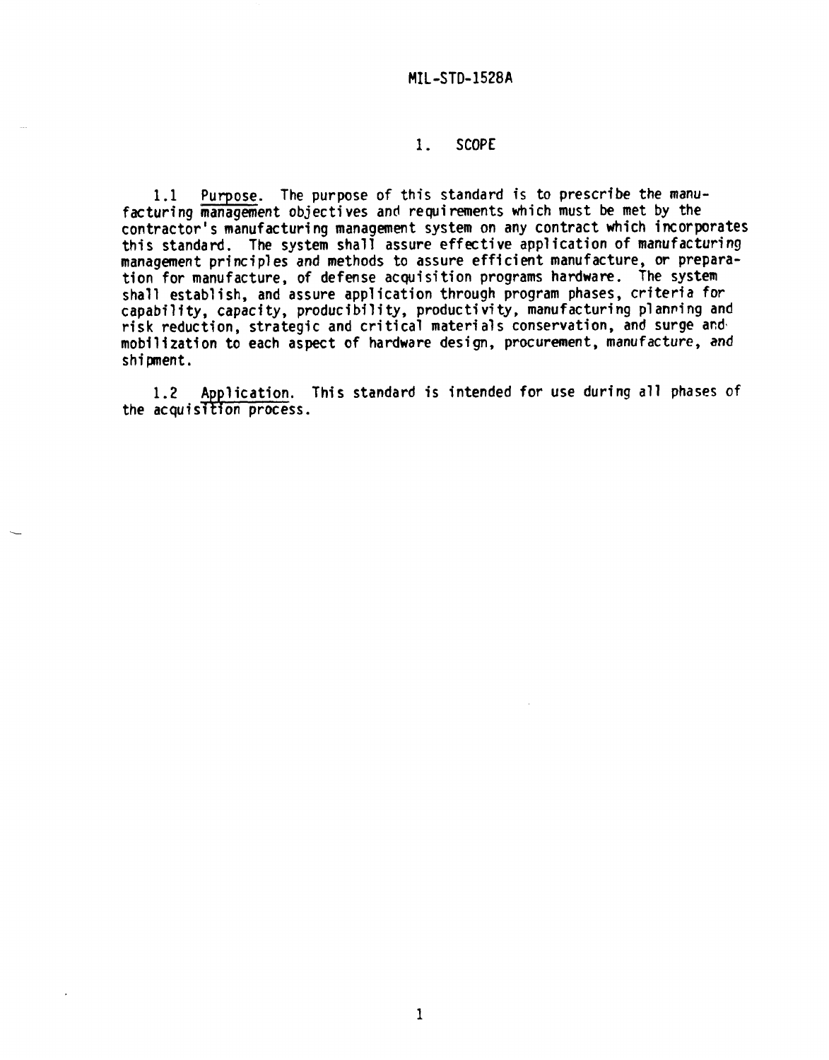# 1. SCOPE

1.1 Purpose. The purpose of this standard is to prescribe the manufacturing management objectives and requirements which must be met by the contractor's manufacturing management system on any contract which incorporates this standard. The system shall assure effective application of manufacturing management principles and methods to assure efficient manufacture, or preparation for manufacture, of defense acquisition programs hardware. The system shall establish, and assure application through program phases, criteria for capability, capacity, producibility, productivity, manufacturing planning and risk reduction, strategic and critical materials conservation, and surge and mobilization to each aspect of hardware design, procurement, manufacture, and shipment.

1.2 Application. This standard is intended for use during all phases of the acquisition process.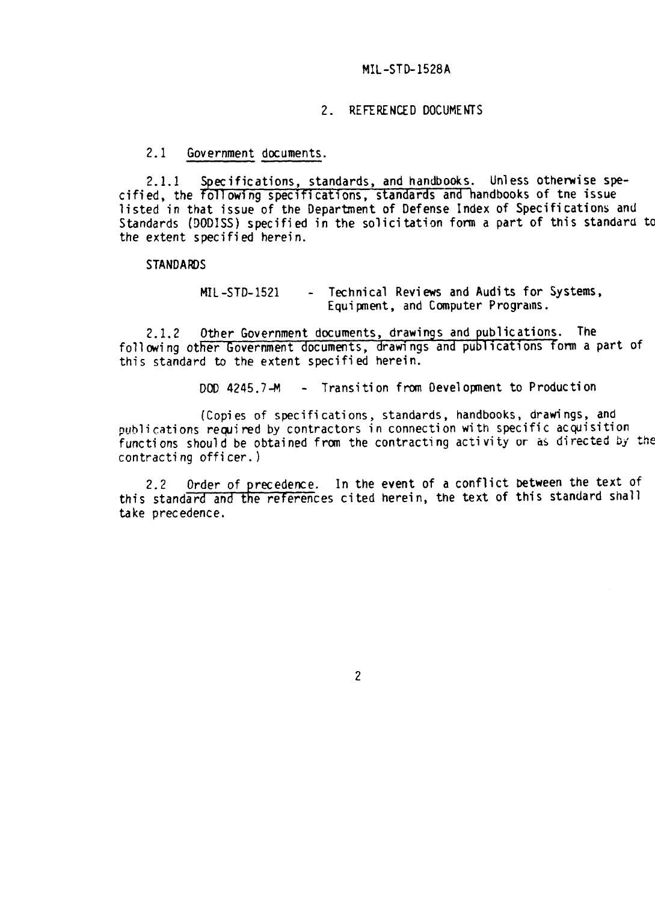## 2. REFERENCED DOCUMENTS

### 2.1 Government documents.

2.1.1 Specifications, standards, and handbooks. Unless otherwise specified, the following specifications, standards and handbooks of the issue listed in that issue of the Department of Defense Index of Specifications and Standards (DODISS) specified in the solicitation form a part of this standard to the extent specified herein.

STANDARDS

MIL-STD-1521 - Technical Reviews and Audits for Systems, Equipment, and Computer Programs.

2.1.2 Other Government documents, drawings and publications. The following other Government documents, drawings and publications form a part of this standard to the extent specified herein.

DOD 4245.7-M - Transition from Development to Production

(Copies of specifications, standards, handbooks, drawings, and publications required by contractors in connection with specific acquisition functions should be obtained from the contracting activity or as directed by the contracting officer.)

### 2.2 Order of precedence.

In the event of a conflict between the text of this standard and the references cited herein, the text of this standard shall take precedence.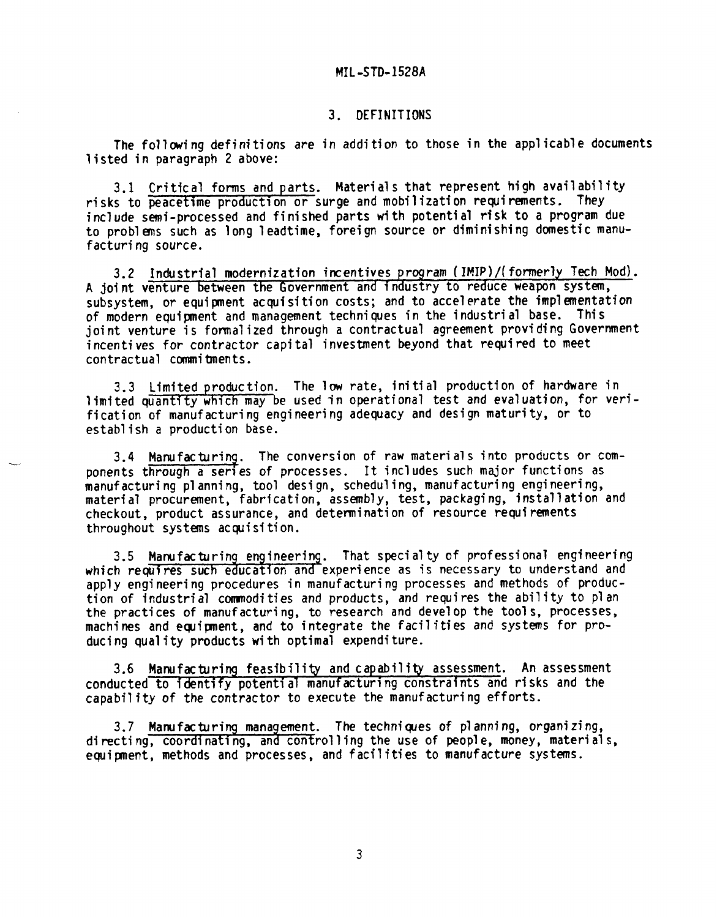## 3. DEFINITIONS

The following definitions are in addition to those in the applicable documents listed in paragraph 2 above:

3.1 Critical forms and parts. Materials that represent high availability risks to peacetime production or surge and mobilization requirements. They include semi-processed and finished parts with potential risk to a program due to problems such as long leadtime, foreign source or diminishing domestic manufacturing source.

3.2 Industrial modernization incentives program (IMIP)/(formerly Tech Mod). A joint venture between the Government and industry to reduce weapon system, subsystem, or equipment acquisition costs; and to accelerate the implementation of modern equipment and management techniques in the industrial base. This joint venture is formalized through a contractual agreement providing Government incentives for contractor capital investment beyond that required to meet contractual commitments.

3.3 Limited production. The low rate, initial production of hardware in limited quantity which may be used in operational test and evaluation, for verification of manufacturing engineering adequacy and design maturity, or to establish a production base.

3.4 Manufacturing. The conversion of raw materials into products or components through a series of processes. It includes such major functions as manufacturing planning, tool design, scheduling, manufacturing engineering, material procurement, fabrication, assembly, test, packaging, installation and checkout, product assurance, and determination of resource requirements throughout systems acquisition.

3.5 Manufacturing engineering. That specialty of professional engineering which requires such education and experience as is necessary to understand and apply engineering procedures in manufacturing processes and methods of production of industrial commodities and products, and requires the ability to plan the practices of manufacturing, to research and develop the tools, processes, machines and equipment, and to integrate the facilities and systems for producing quality products with optimal expenditure.

3.6 Manufacturing feasibility and capability assessment. An assessment conducted to identify potential manufacturing constraints and risks and the capability of the contractor to execute the manufacturing efforts.

3.7 Manufacturing management. The techniques of planning, organizing, directing, coordinating, and controlling the use of people, money, materials, equipment, methods and processes, and facilities to manufacture systems.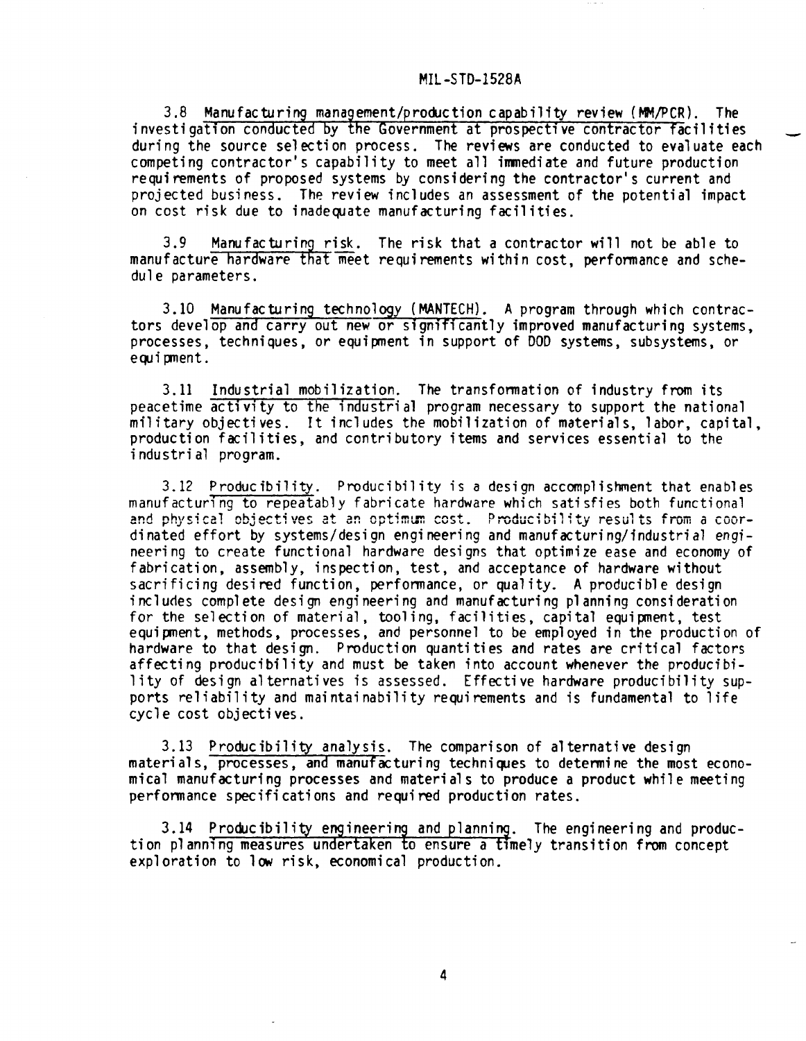3.8 Manufacturing management/production capability review (MM/PCR). The investigation conducted by the Government at prospective contractor facilities during the source selection process. The reviews are conducted to evaluate each competing contractor's capability to meet all immediate and future production requirements of proposed systems by considering the contractor's current and projected business. The review includes an assessment of the potential impact on cost risk due to inadequate manufacturing facilities.

3.9 Manufacturing risk. The risk that a contractor will not be able to manufacture hardware that meet requirements within cost, performance and schedule parameters.

3.10 Manufacturing technology (MANTECH). A program through which contractors develop and carry out new or significantly improved manufacturing systems, processes, techniques, or equipment in support of DOD systems, subsystems, or equipment.

3.11 Industrial mobilization. The transformation of industry from its peacetime activity to the industrial program necessary to support the national military objectives. It includes the mobilization of materials, labor, capital, production facilities, and contributory items and services essential to the industrial program.

3.12 Producibility. Producibility is a design accomplishment that enables manufacturing to repeatably fabricate hardware which satisfies both functional and physical objectives at an optimum cost. Producibility results from a coordinated effort by systems/design engineering and manufacturing/industrial engineering to create functional hardware designs that optimize ease and economy of fabrication, assembly, inspection, test, and acceptance of hardware without sacrificing desired function, performance, or quality. A producible design includes complete design engineering and manufacturing planning consideration for the selection of material, tooling, facilities, capital equipment, test equipment, methods, processes, and personnel to be employed in the production of hardware to that design. Production quantities and rates are critical factors affecting producibility and must be taken into account whenever the producibility of design alternatives is assessed. Effective hardware producibility supports reliability and maintainability requirements and is fundamental to life cycle cost objectives.

3.13 Producibility analysis. The comparison of alternative design materials, processes, and manufacturing techniques to determine the most economical manufacturing processes and materials to produce a product while meeting performance specifications and required production rates.

3.14 Producibility engineering and planning. The engineering and production planning measures undertaken to ensure a timely transition from concept exploration to low risk, economical production.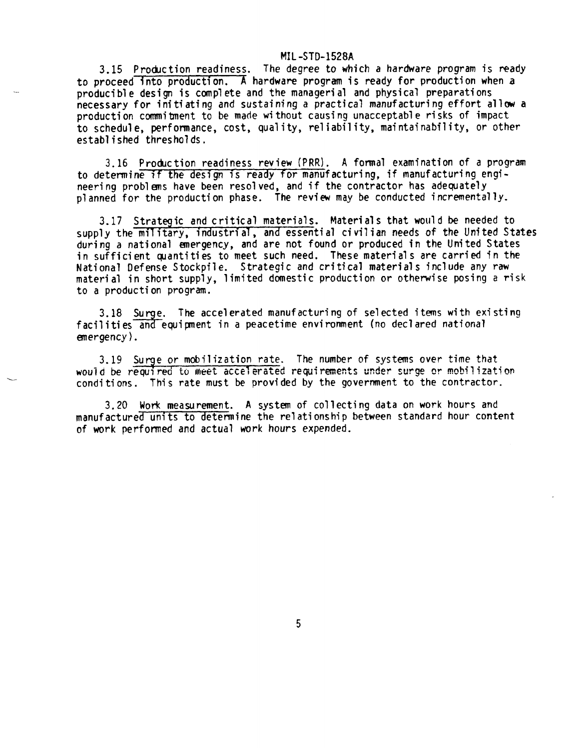3.15 Production readiness. The degree to which a hardware program is ready to proceed into production. A hardware program is ready for production when a producible design is complete and the managerial and physical preparations necessary for initiating and sustaining a practical manufacturing effort allow a production commitment to be made without causing unacceptable risks of impact to schedule, performance, cost, quality, reliability, maintainability, or other established thresholds.

3.16 Production readiness review (PRR). A formal examination of a program to determine if the design is ready for manufacturing, if manufacturing engineering problems have been resolved, and if the contractor has adequately planned for the production phase. The review may be conducted incrementally.

3.17 Strategic and critical materials. Materials that would be needed to supply the military, industrial, and essential civilian needs of the United States during a national emergency, and are not found or produced in the United States in sufficient quantities to meet such need. These materials are carried in the National Defense Stockpile. Strategic and critical materials include any raw material in short supply, limited domestic production or otherwise posing a risk to a production program.

3.18 Surge. The accelerated manufacturing of selected items with existing facilities and equipment in a peacetime environment (no declared national emergency).

3.19 Surge or mobilization rate. The number of systems over time that would be required to meet accelerated requirements under surge or mobilization conditions. This rate must be provided by the government to the contractor.

3.20 Work measurement. A system of collecting data on work hours and manufactured units to determine the relationship between standard hour content of work performed and actual work hours expended.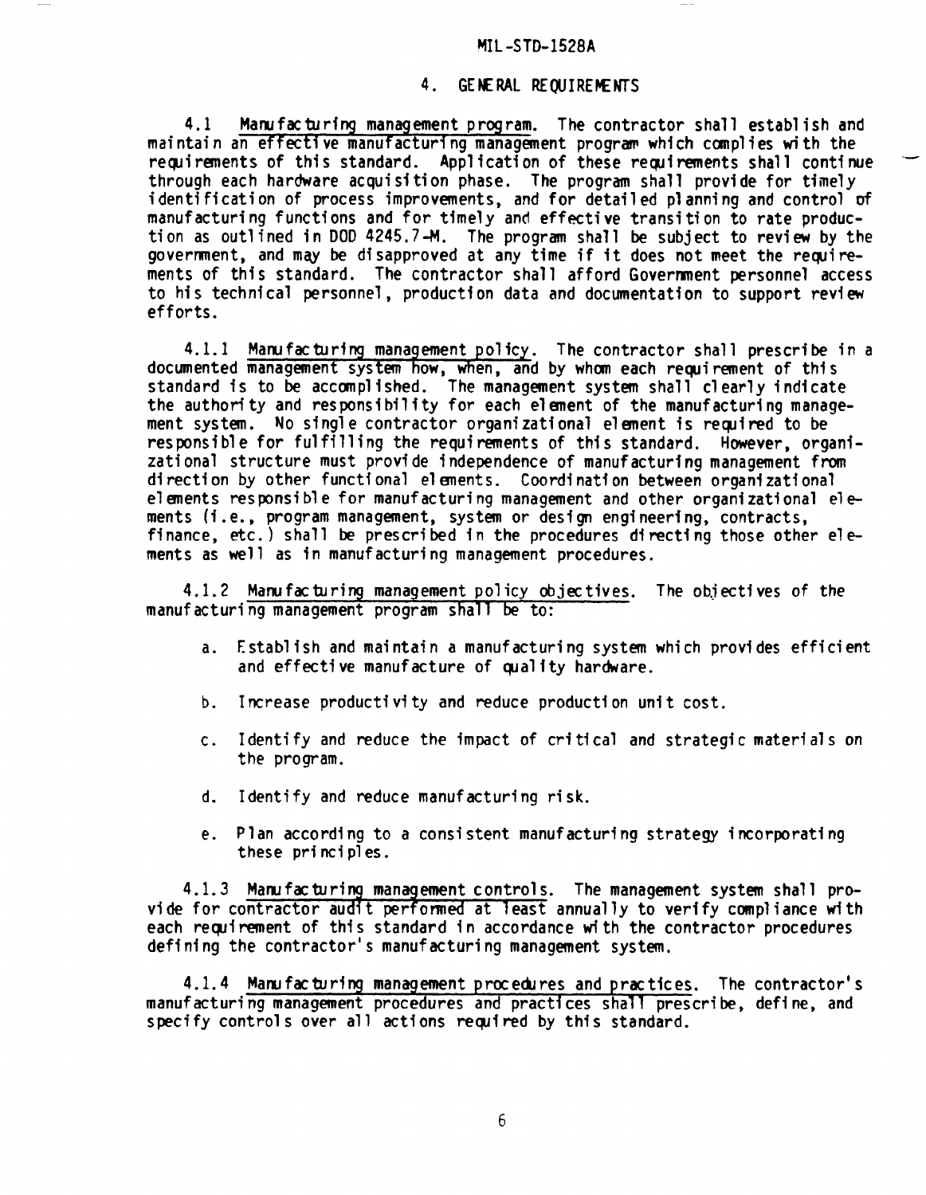## 4. GENERAL REQUIREMENTS

4.1 Manufacturing management program. The contractor shall establish and maintain an effective manufacturing management program which complies with the requirements of this standard. Application of these requirements shall continue through each hardware acquisition phase. The program shall provide for timely identification of process improvements, and for detailed planning and control of manufacturing functions and for timely and effective transition to rate production as outlined in DOD 4245.7-M. The program shall be subject to review by the government, and may be disapproved at any time if it does not meet the requirements of this standard. The contractor shall afford Government personnel access to his technical personnel, production data and documentation to support review efforts.

4.1.1 Manufacturing management policy. The contractor shall prescribe in a documented management system how, when, and by whom each requirement of this standard is to be accomplished. The management system shall clearly indicate the authority and responsibility for each element of the manufacturing management system. No single contractor organizational element is required to be responsible for fulfilling the requirements of this standard. However, organizational structure must provide independence of manufacturing management from direction by other functional elements. Coordination between organizational elements responsible for manufacturing management and other organizational elements (i.e., program management, system or design engineering, contracts, finance, etc.) shall be prescribed in the procedures directing those other elements as well as in manufacturing management procedures.

4.1.2 Manufacturing management policy objectives. The objectives of the manufacturing management program shall be to:

a. Establish and maintain a manufacturing system which provides efficient and effective manufacture of quality hardware.

b. Increase productivity and reduce production unit cost.

c. Identify and reduce the impact of critical and strategic materials on the program.

d. Identify and reduce manufacturing risk.

e. Plan according to a consistent manufacturing strategy incorporating these principles.

4.1.3 Manufacturing management controls. The management system shall provide for contractor audit performed at least annually to verify compliance with each requirement of this standard in accordance with the contractor procedures defining the contractor's manufacturing management system.

4.1.4 Manufacturing management procedures and practices. The contractor's manufacturing management procedures and practices shall prescribe, define, and specify controls over all actions required by this standard.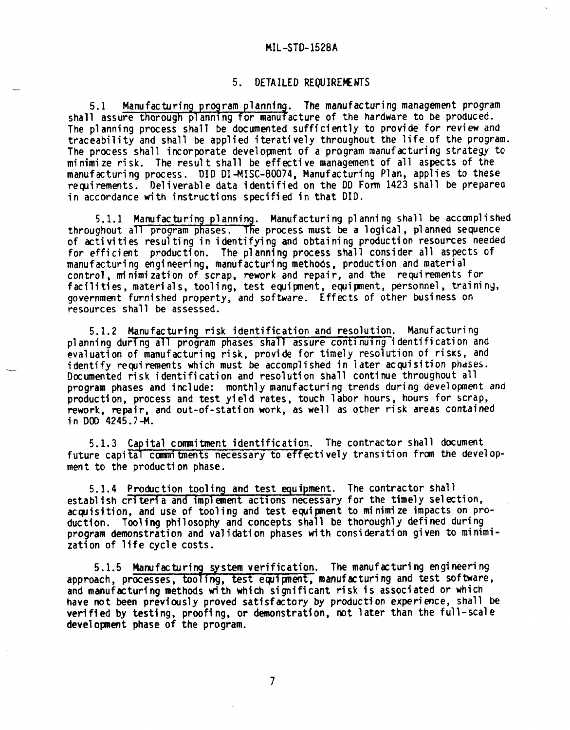## 5. DETAILED REQUIREMENTS

5.1 Manufacturing program planning. The manufacturing management program shall assure thorough planning for manufacture of the hardware to be produced. The planning process shall be documented sufficiently to provide for review and traceability and shall be applied iteratively throughout the life of the program. The process shall incorporate development of a program manufacturing strategy to minimize risk. The result shall be effective management of all aspects of the manufacturing process. DID DI-MISC-80074, Manufacturing Plan, applies to these requirements. Deliverable data identified on the DD Form 1423 shall be prepared in accordance with instructions specified in that DID.

5.1.1 Manufacturing planning. Manufacturing planning shall be accomplished throughout all program phases. The process must be a logical, planned sequence of activities resulting in identifying and obtaining production resources needed for efficient production. The planning process shall consider all aspects of manufacturing engineering, manufacturing methods, production and material control, minimization of scrap, rework and repair, and the requirements for facilities, materials, tooling, test equipment, equipment, personnel, training, government furnished property, and software. Effects of other business on resources shall be assessed.

5.1.2 Manufacturing risk identification and resolution. Manufacturing planning during all program phases shall assure continuing identification and evaluation of manufacturing risk, provide for timely resolution of risks, and identify requirements which must be accomplished in later acquisition phases. Documented risk identification and resolution shall continue throughout all program phases and include: monthly manufacturing trends during development and production, process and test yield rates, touch labor hours, hours for scrap, rework, repair, and out-of-station work, as well as other risk areas contained in DOD 4245.7-M.

5.1.3 Capital commitment identification. The contractor shall document future capital commitments necessary to effectively transition from the development to the production phase.

5.1.4 Production tooling and test equipment. The contractor shall establish criteria and implement actions necessary for the timely selection, acquisition, and use of tooling and test equipment to minimize impacts on production. Tooling philosophy and concepts shall be thoroughly defined during program demonstration and validation phases with consideration given to minimization of life cycle costs.

5.1.5 Manufacturing system verification. The manufacturing engineering approach, processes, tooling, test equipment, manufacturing and test software, and manufacturing methods with which significant risk is associated or which have not been previously proved satisfactory by production experience, shall be verified by testing, proofing, or demonstration, not later than the full-scale development phase of the program.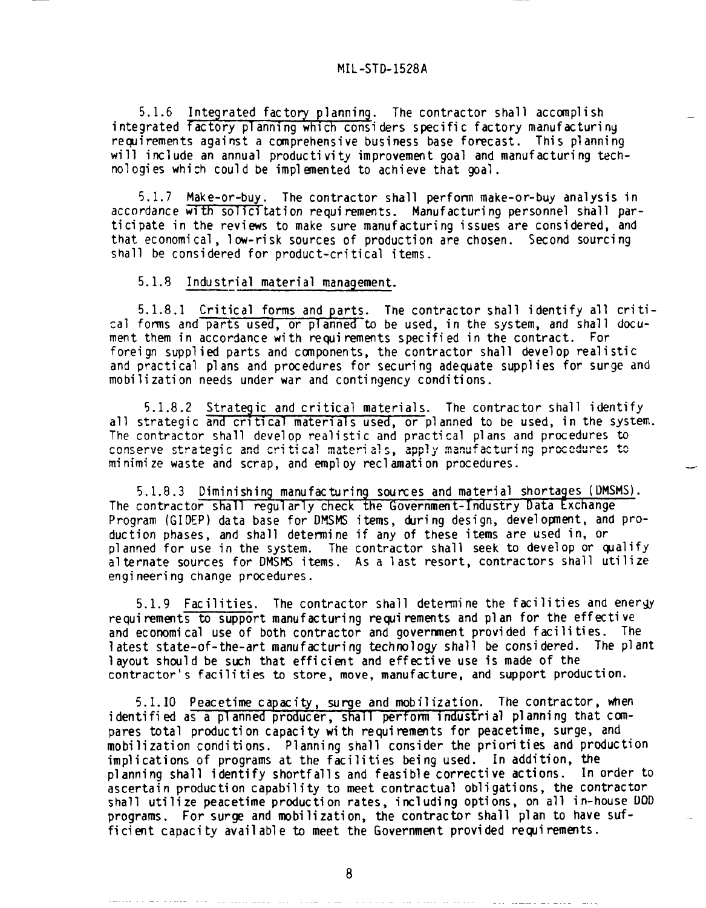5.1.6 Integrated factory planning. The contractor shall accomplish integrated factory planning which considers specific factory manufacturing requirements against a comprehensive business base forecast. This planning will include an annual productivity improvement goal and manufacturing technologies which could be implemented to achieve that goal.

5.1.7 Make-or-buy. The contractor shall perform make-or-buy analysis in accordance with solicitation requirements. Manufacturing personnel shall participate in the reviews to make sure manufacturing issues are considered, and that economical, low-risk sources of production are chosen. Second sourcing shall be considered for product-critical items.

5.1.8 Industrial material management.

5.1.8.1 Critical forms and parts. The contractor shall identify all critical forms and parts used, or planned to be used, in the system, and shall document them in accordance with requirements specified in the contract. For foreign supplied parts and components, the contractor shall develop realistic and practical plans and procedures for securing adequate supplies for surge and mobilization needs under war and contingency conditions.

5.1.8.2 Strategic and critical materials. The contractor shall identify all strategic and critical materials used, or planned to be used, in the system. The contractor shall develop realistic and practical plans and procedures to conserve strategic and critical materials, apply manufacturing procedures to minimize waste and scrap, and employ reclamation procedures.

5.1.8.3 Diminishing manufacturing sources and material shortages (DMSMS). The contractor shall regularly check the Government-Industry Data Exchange Program (GIDEP) data base for DMSMS items, during design, development, and production phases, and shall determine if any of these items are used in, or planned for use in the system. The contractor shall seek to develop or qualify alternate sources for DMSMS items. As a last resort, contractors shall utilize engineering change procedures.

5.1.9 Facilities. The contractor shall determine the facilities and energy requirements to support manufacturing requirements and plan for the effective and economical use of both contractor and government provided facilities. The latest state-of-the-art manufacturing technology shall be considered. The plant layout should be such that efficient and effective use is made of the contractor's facilities to store, move, manufacture, and support production.

5.1.10 Peacetime capacity, surge and mobilization. The contractor, when identified as a planned producer, shall perform industrial planning that compares total production capacity with requirements for peacetime, surge, and mobilization conditions. Planning shall consider the priorities and production implications of programs at the facilities being used. In addition, the planning shall identify shortfalls and feasible corrective actions. In order to ascertain production capability to meet contractual obligations, the contractor shall utilize peacetime production rates, including options, on all in-house DOD programs. For surge and mobilization, the contractor shall plan to have sufficient capacity available to meet the Government provided requirements.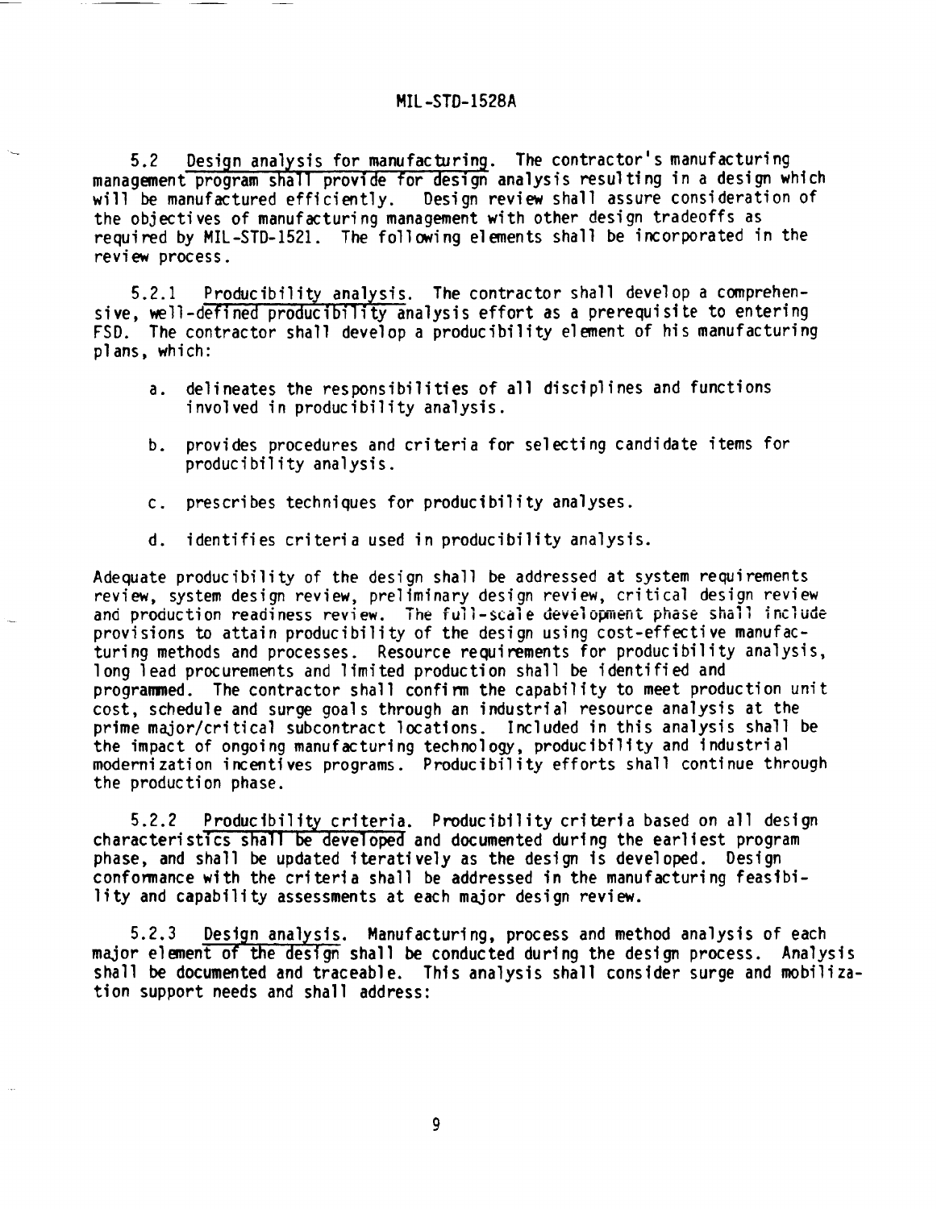5.2 Design analysis for manufacturing. The contractor's manufacturing management program shall provide for design analysis resulting in a design which will be manufactured efficiently. Design review shall assure consideration of the objectives of manufacturing management with other design tradeoffs as required by MIL-STD-1521. The following elements shall be incorporated in the review process.

5.2.1 Producibility analysis. The contractor shall develop a comprehensive, well-defined producibility analysis effort as a prerequisite to entering FSD. The contractor shall develop a producibility element of his manufacturing plans, which:

a. delineates the responsibilities of all disciplines and functions involved in producibility analysis.

b. provides procedures and criteria for selecting candidate items for producibility analysis.

c. prescribes techniques for producibility analyses.

d. identifies criteria used in producibility analysis.

Adequate producibility of the design shall be addressed at system requirements review, system design review, preliminary design review, critical design review and production readiness review. The full-scale development phase shall include provisions to attain producibility of the design using cost-effective manufacturing methods and processes. Resource requirements for producibility analysis, long lead procurements and limited production shall be identified and programmed. The contractor shall confirm the capability to meet production unit cost, schedule and surge goals through an industrial resource analysis at the prime major/critical subcontract locations. Included in this analysis shall be the impact of ongoing manufacturing technology, producibility and industrial modernization incentives programs. Producibility efforts shall continue through the production phase.

5.2.2 Producibility criteria. Producibility criteria based on all design characteristics shall be developed and documented during the earliest program phase, and shall be updated iteratively as the design is developed. Design conformance with the criteria shall be addressed in the manufacturing feasibility and capability assessments at each major design review.

5.2.3 Design analysis. Manufacturing, process and method analysis of each major element of the design shall be conducted during the design process. Analysis shall be documented and traceable. This analysis shall consider surge and mobilization support needs and shall address: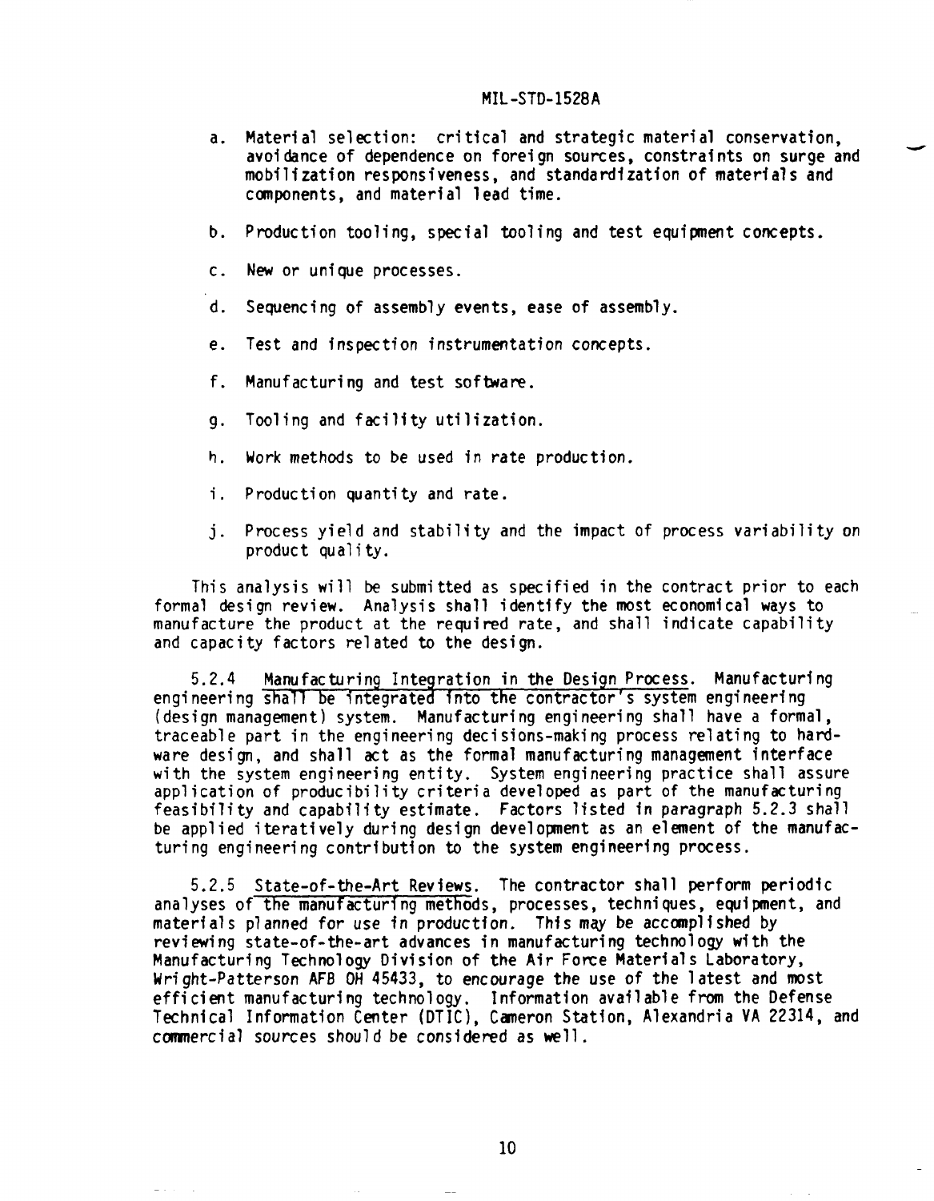a. Material selection: critical and strategic material conservation, avoidance of dependence on foreign sources, constraints on surge and mobilization responsiveness, and standardization of materials and components, and material lead time.

b. Production tooling, special tooling and test equipment concepts.

c. New or unique processes.

d. Sequencing of assembly events, ease of assembly.

e. Test and inspection instrumentation concepts.

f. Manufacturing and test software.

g. Tooling and facility utilization.

h. Work methods to be used in rate production.

i. Production quantity and rate.

j. Process yield and stability and the impact of process variability on product quality.

This analysis will be submitted as specified in the contract prior to each formal design review. Analysis shall identify the most economical ways to manufacture the product at the required rate, and shall indicate capability and capacity factors related to the design.

5.2.4 Manufacturing Integration in the Design Process. Manufacturing engineering shall be integrated into the contractor's system engineering (design management) system. Manufacturing engineering shall have a formal, traceable part in the engineering decisions-making process relating to hardware design, and shall act as the formal manufacturing management interface with the system engineering entity. System engineering practice shall assure application of producibility criteria developed as part of the manufacturing feasibility and capability estimate. Factors listed in paragraph 5.2.3 shall be applied iteratively during design development as an element of the manufacturing engineering contribution to the system engineering process.

5.2.5 State-of-the-Art Reviews. The contractor shall perform periodic analyses of the manufacturing methods, processes, techniques, equipment, and materials planned for use in production. This may be accomplished by reviewing state-of-the-art advances in manufacturing technology with the Manufacturing Technology Division of the Air Force Materials Laboratory, Wright-Patterson AFB OH 45433, to encourage the use of the latest and most efficient manufacturing technology. Information available from the Defense Technical Information Center (DTIC), Cameron Station, Alexandria VA 22314, and commercial sources should be considered as well.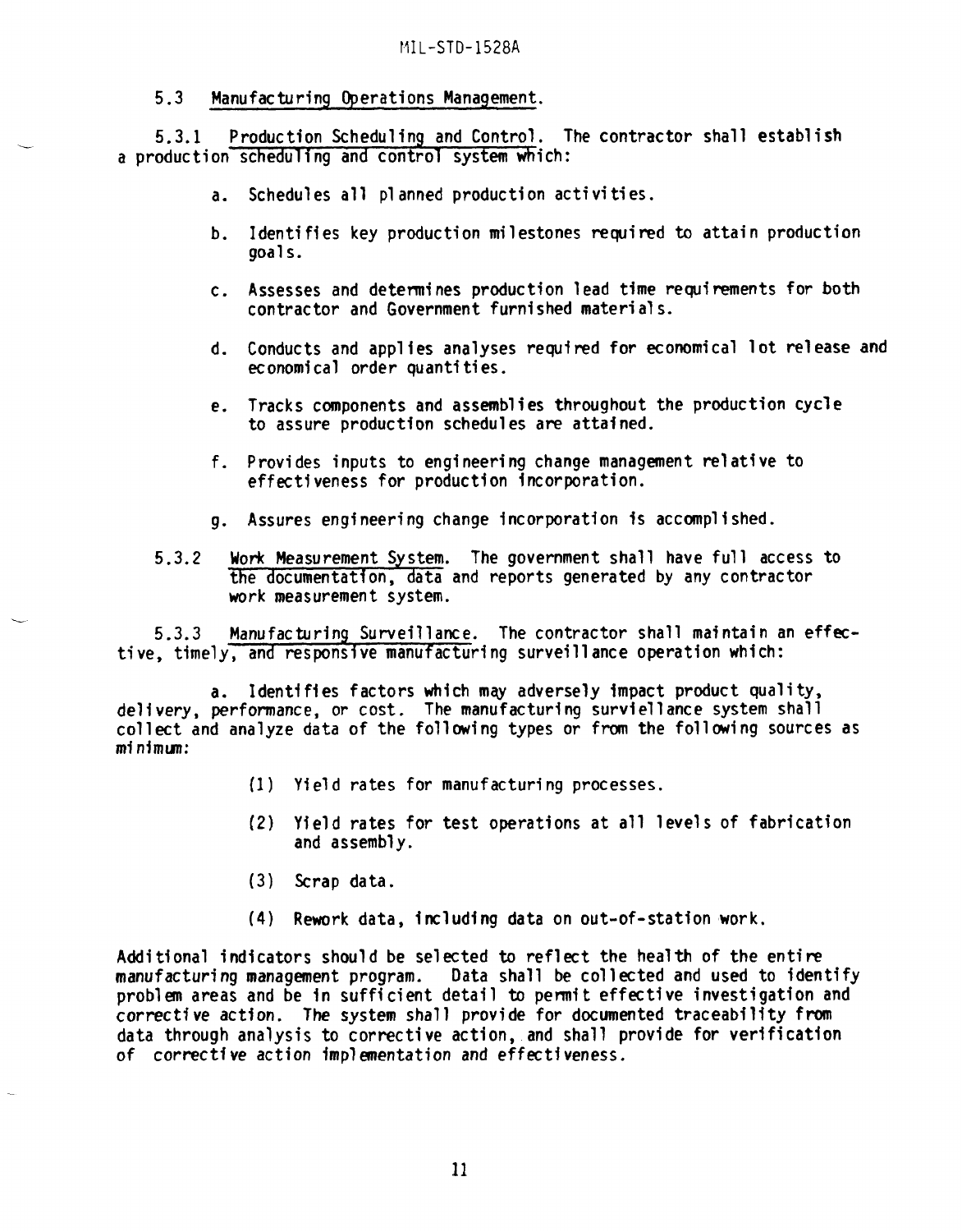5.3 Manufacturing Operations Management.

5.3.1 Production Scheduling and Control. The contractor shall establish a production scheduling and control system which:

a. Schedules all planned production activities.

b. Identifies key production milestones required to attain production goals.

c. Assesses and determines production lead time requirements for both contractor and Government furnished materials.

d. Conducts and applies analyses required for economical lot release and economical order quantities.

e. Tracks components and assemblies throughout the production cycle to assure production schedules are attained.

f. Provides inputs to engineering change management relative to effectiveness for production incorporation.

g. Assures engineering change incorporation is accomplished.

5.3.2 Work Measurement System. The government shall have full access to the documentation, data and reports generated by any contractor work measurement system.

5.3.3 Manufacturing Surveillance. The contractor shall maintain an effective, timely, and responsive manufacturing surveillance operation which:

a. Identifies factors which may adversely impact product quality, delivery, performance, or cost. The manufacturing surviellance system shall collect and analyze data of the following types or from the following sources as minimum:

(1) Yield rates for manufacturing processes.

(2) Yield rates for test operations at all levels of fabrication and assembly.

(3) Scrap data.

(4) Rework data, including data on out-of-station work.

Additional indicators should be selected to reflect the health of the entire manufacturing management program. Data shall be collected and used to identify problem areas and be in sufficient detail to permit effective investigation and corrective action. The system shall provide for documented traceability from data through analysis to corrective action, and shall provide for verification of corrective action implementation and effectiveness.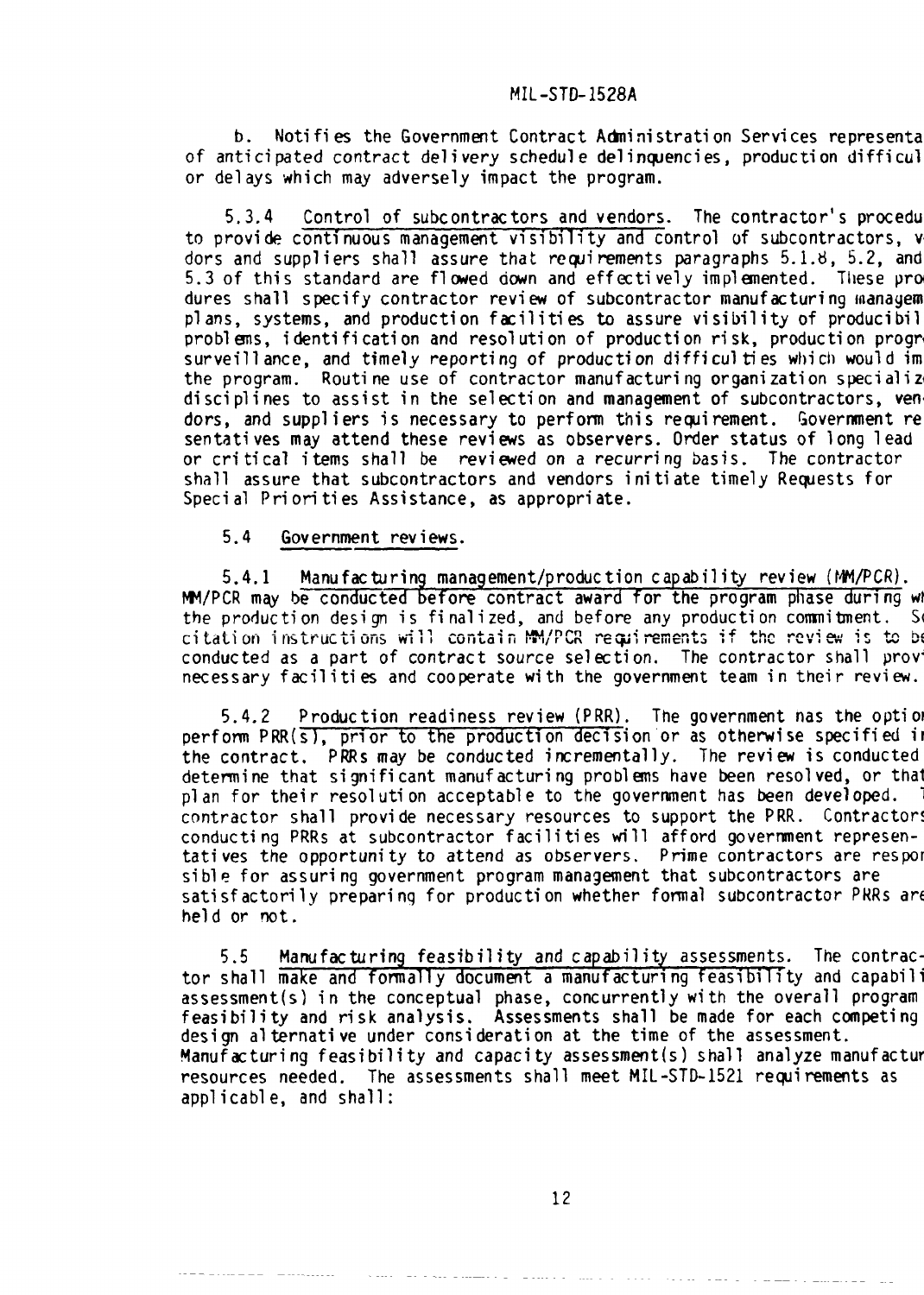b. Notifies the Government Contract Administration Services representa of anticipated contract delivery schedule delinquencies, production difficul or delays which may adversely impact the program.

5.3.4 Control of subcontractors and vendors. The contractor's procedu to provide continuous management visibility and control of subcontractors, v dors and suppliers shall assure that requirements paragraphs 5.1.8, 5.2, and 5.3 of this standard are flowed down and effectively implemented. These pro dures shall specify contractor review of subcontractor manufacturing managem plans, systems, and production facilities to assure visibility of producibil problems, identification and resolution of production risk, production progr surveillance, and timely reporting of production difficulties which would im the program. Routine use of contractor manufacturing organization specializ disciplines to assist in the selection and management of subcontractors, ven dors, and suppliers is necessary to perform this requirement. Government re sentatives may attend these reviews as observers. Order status of long lead or critical items shall be reviewed on a recurring basis. The contractor shall assure that subcontractors and vendors initiate timely Requests for Special Priorities Assistance, as appropriate.

5.4 Government reviews.

5.4.1 Manufacturing management/production capability review (MM/PCR). MM/PCR may be conducted before contract award for the program phase during wh the production design is finalized, and before any production commitment. S citation instructions will contain MM/PCR requirements if the review is to be conducted as a part of contract source selection. The contractor shall prov necessary facilities and cooperate with the government team in their review.

5.4.2 Production readiness review (PRR). The government has the optio perform PRR(s), prior to the production decision or as otherwise specified i the contract. PRRs may be conducted incrementally. The review is conducted determine that significant manufacturing problems have been resolved, or that plan for their resolution acceptable to the government has been developed. contractor shall provide necessary resources to support the PRR. Contractors conducting PRRs at subcontractor facilities will afford government represen- tatives the opportunity to attend as observers. Prime contractors are respon sible for assuring government program management that subcontractors are satisfactorily preparing for production whether formal subcontractor PRRs are held or not.

5.5 Manufacturing feasibility and capability assessments. The contrac- tor shall make and formally document a manufacturing feasibility and capabili assessment(s) in the conceptual phase, concurrently with the overall program feasibility and risk analysis. Assessments shall be made for each competing design alternative under consideration at the time of the assessment. Manufacturing feasibility and capacity assessment(s) shall analyze manufactur resources needed. The assessments shall meet MIL-STD-1521 requirements as applicable, and shall: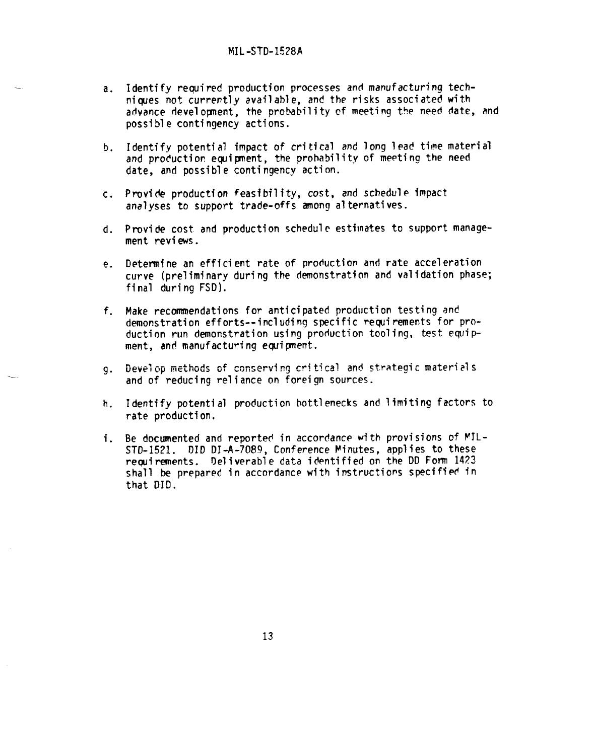a. Identify required production processes and manufacturing techniques not currently available, and the risks associated with advance development, the probability of meeting the need date, and possible contingency actions.

b. Identify potential impact of critical and long lead time material and production equipment, the probability of meeting the need date, and possible contingency action.

c. Provide production feasibility, cost, and schedule impact analyses to support trade-offs among alternatives.

d. Provide cost and production schedule estimates to support management reviews.

e. Determine an efficient rate of production and rate acceleration curve (preliminary during the demonstration and validation phase; final during FSD).

f. Make recommendations for anticipated production testing and demonstration efforts--including specific requirements for production run demonstration using production tooling, test equipment, and manufacturing equipment.

g. Develop methods of conserving critical and strategic materials and of reducing reliance on foreign sources.

h. Identify potential production bottlenecks and limiting factors to rate production.

i. Be documented and reported in accordance with provisions of MIL-STD-1521. DID DI-A-7089, Conference Minutes, applies to these requirements. Deliverable data identified on the DD Form 1423 shall be prepared in accordance with instructions specified in that DID.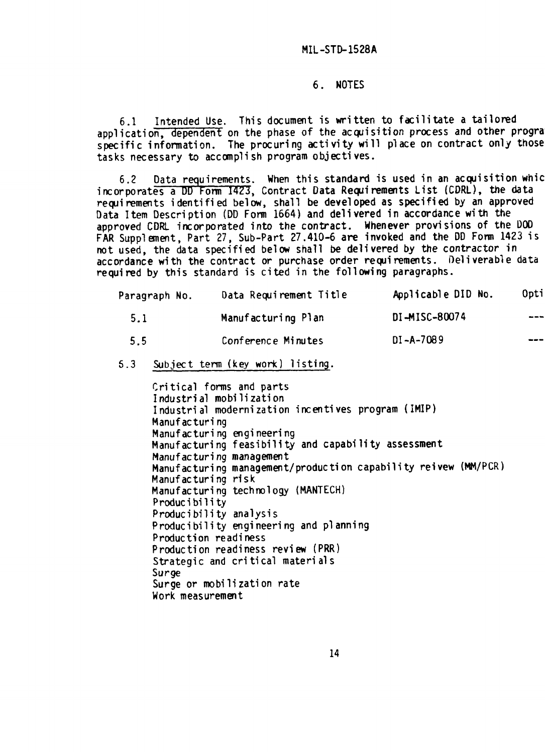## 6. NOTES

6.1 Intended Use. This document is written to facilitate a tailored application, dependent on the phase of the acquisition process and other progra specific information. The procuring activity will place on contract only those tasks necessary to accomplish program objectives.

6.2 Data requirements. When this standard is used in an acquisition whic incorporates a DD Form 1423, Contract Data Requirements List (CDRL), the data requirements identified below, shall be developed as specified by an approved Data Item Description (DD Form 1664) and delivered in accordance with the approved CDRL incorporated into the contract. Whenever provisions of the DOD FAR Supplement, Part 27, Sub-Part 27.410-6 are invoked and the DD Form 1423 is not used, the data specified below shall be delivered by the contractor in accordance with the contract or purchase order requirements. Deliverable data required by this standard is cited in the following paragraphs.

| Paragraph No. | Data Requirement Title | Applicable DID No. | Opti |
|---|---|---|---|
| 5.1 | Manufacturing Plan | DI-MISC-80074 | --- |
| 5.5 | Conference Minutes | DI-A-7089 | --- |

6.3 Subject term (key work) listing.

Critical forms and parts
Industrial mobilization
Industrial modernization incentives program (IMIP)
Manufacturing
Manufacturing engineering
Manufacturing feasibility and capability assessment
Manufacturing management
Manufacturing management/production capability reivew (MM/PCR)
Manufacturing risk
Manufacturing technology (MANTECH)
Producibility
Producibility analysis
Producibility engineering and planning
Production readiness
Production readiness review (PRR)
Strategic and critical materials
Surge
Surge or mobilization rate
Work measurement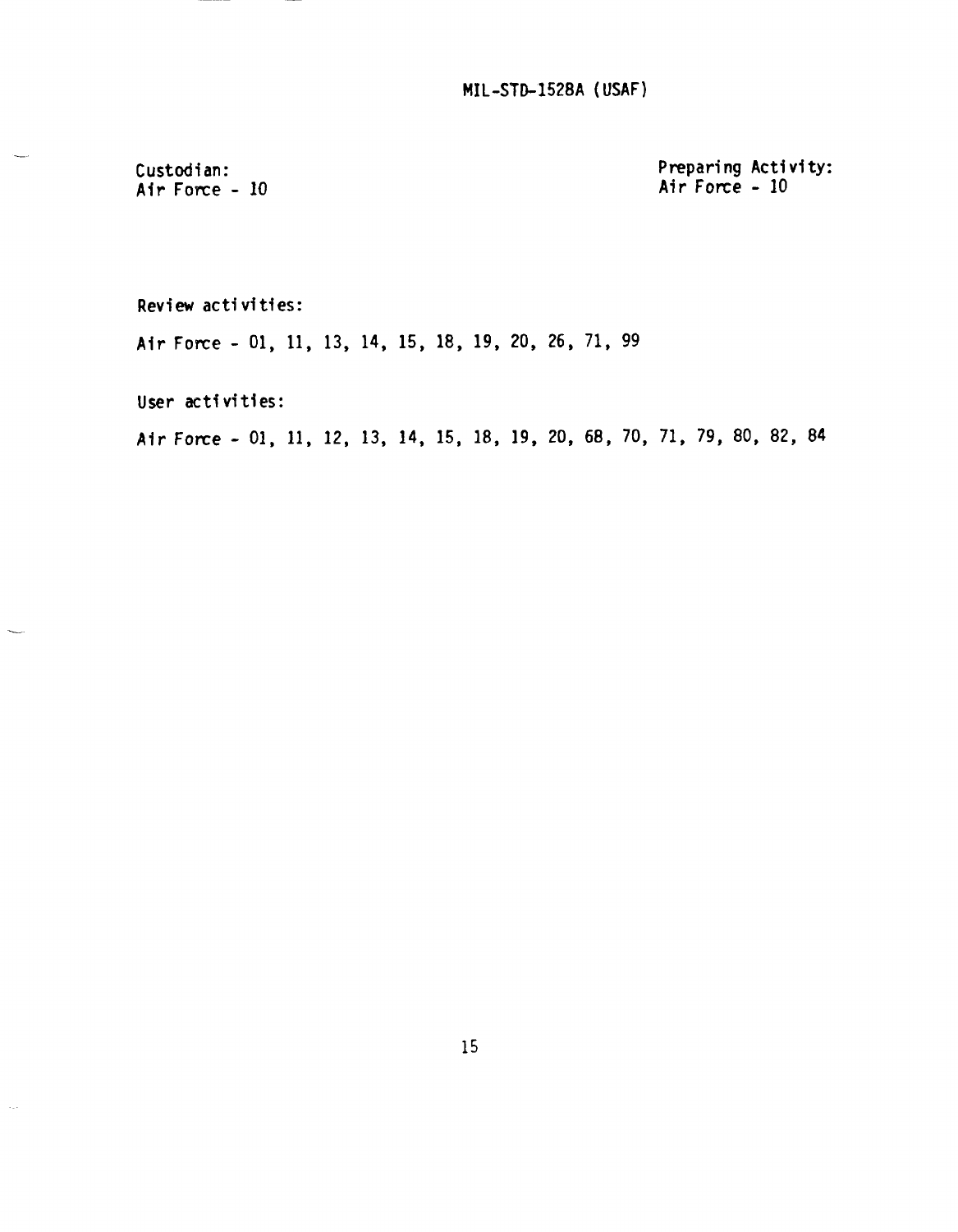Custodian:
Air Force - 10

Preparing Activity:
Air Force - 10

Review activities:

Air Force - 01, 11, 13, 14, 15, 18, 19, 20, 26, 71, 99

User activities:

Air Force - 01, 11, 12, 13, 14, 15, 18, 19, 20, 68, 70, 71, 79, 80, 82, 84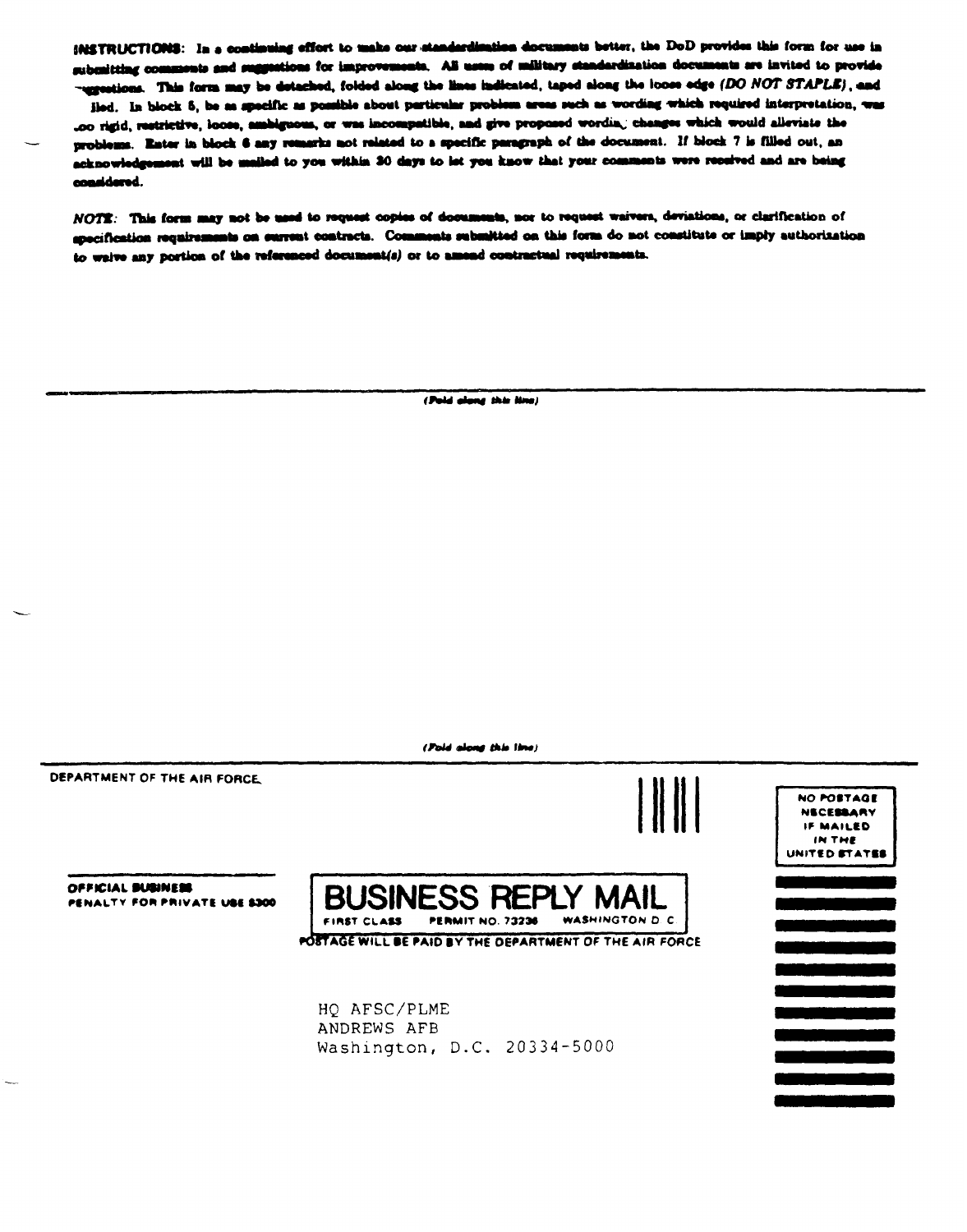**INSTRUCTIONS:** In a continuing effort to make our standardization documents better, the DoD provides this form for use in submitting comments and suggestions for improvements. All users of military standardization documents are invited to provide suggestions. This form may be detached, folded along the lines indicated, taped along the loose edge *(DO NOT STAPLE)*, and mailed. In block 5, be as specific as possible about particular problem areas such as wording which required interpretation, was too rigid, restrictive, loose, ambiguous, or was incompatible, and give proposed wording changes which would alleviate the problems. Enter in block 6 any remarks not related to a specific paragraph of the document. If block 7 is filled out, an acknowledgement will be mailed to you within 30 days to let you know that your comments were received and are being considered.

*NOTE:* This form may not be used to request copies of documents, nor to request waivers, deviations, or clarification of specification requirements on current contracts. Comments submitted on this form do not constitute or imply authorization to waive any portion of the referenced document(s) or to amend contractual requirements.

*(Fold along this line)*

*(Fold along this line)*

DEPARTMENT OF THE AIR FORCE

NO POSTAGE NECESSARY IF MAILED IN THE UNITED STATES

OFFICIAL BUSINESS
PENALTY FOR PRIVATE USE $300

**BUSINESS REPLY MAIL**
FIRST CLASS PERMIT NO. 73236 WASHINGTON D C

POSTAGE WILL BE PAID BY THE DEPARTMENT OF THE AIR FORCE

HQ AFSC/PLME
ANDREWS AFB
Washington, D.C. 20334-5000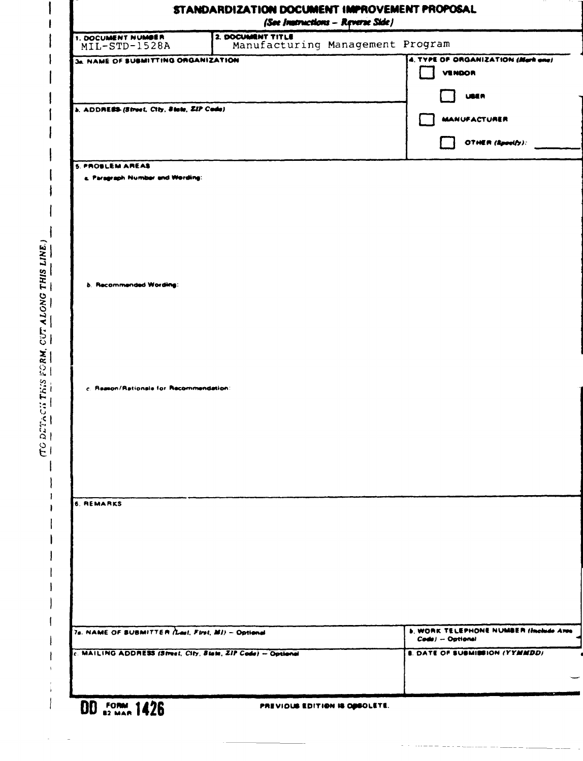# STANDARDIZATION DOCUMENT IMPROVEMENT PROPOSAL

*(See Instructions – Reverse Side)*

| 1. DOCUMENT NUMBER | 2. DOCUMENT TITLE |
|---|---|
| MIL-STD-1528A | Manufacturing Management Program |

**3a. NAME OF SUBMITTING ORGANIZATION**

**b. ADDRESS** *(Street, City, State, ZIP Code)*

**4. TYPE OF ORGANIZATION** *(Mark one)*

- ☐ VENDOR
- ☐ USER
- ☐ MANUFACTURER
- ☐ OTHER *(Specify)*: ______

**5. PROBLEM AREAS**

a. Paragraph Number and Wording:

b. Recommended Wording:

c. Reason/Rationale for Recommendation:

**6. REMARKS**

**7a. NAME OF SUBMITTER** *(Last, First, MI)* – Optional

**b. WORK TELEPHONE NUMBER** *(Include Area Code)* – Optional

**c. MAILING ADDRESS** *(Street, City, State, ZIP Code)* – Optional

**8. DATE OF SUBMISSION** *(YYMMDD)*

(TO DETACH THIS FORM, CUT ALONG THIS LINE.)

DD FORM 1426, 82 MAR — PREVIOUS EDITION IS OBSOLETE.